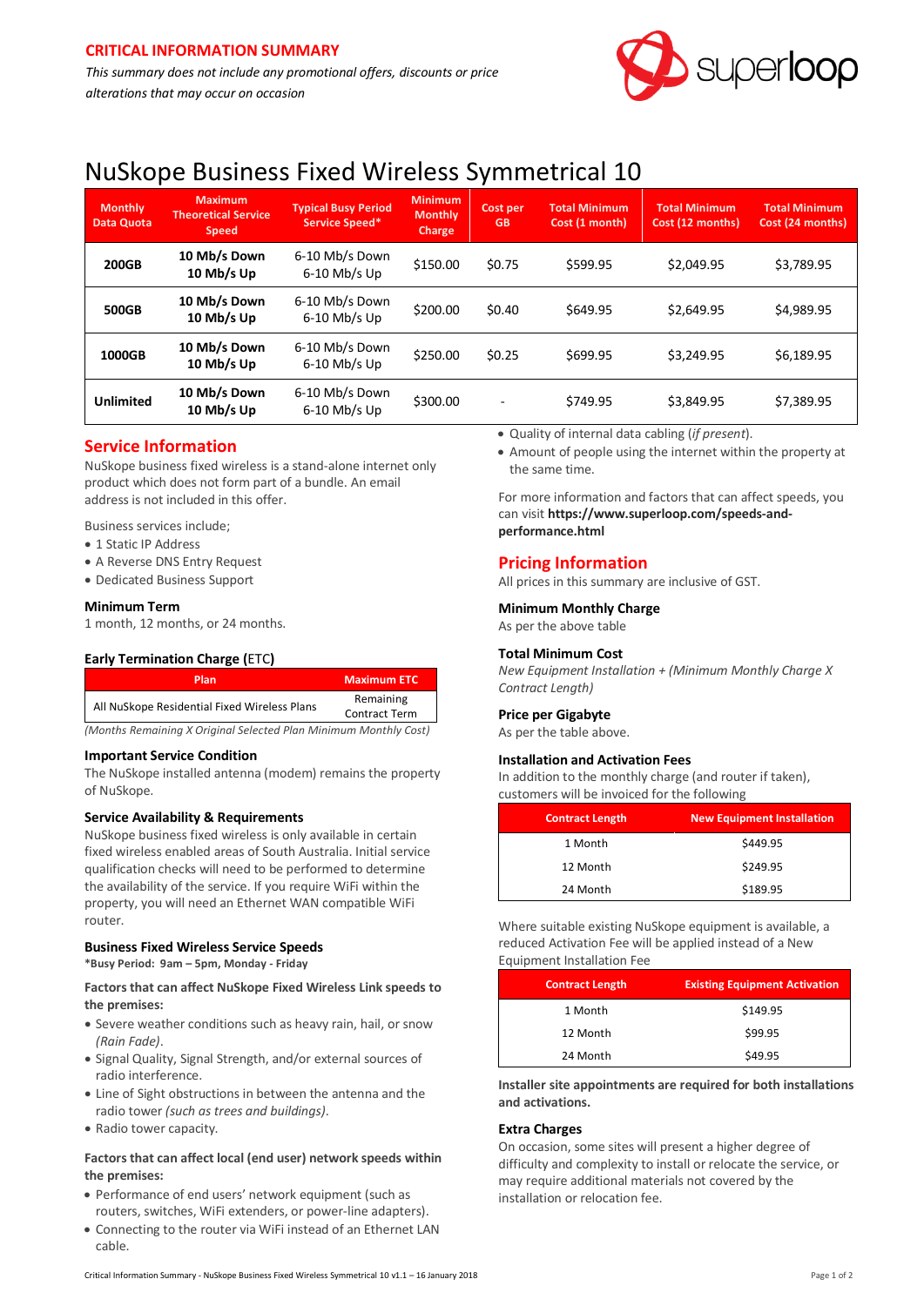**CRITICAL INFORMATION SUMMARY**

*This summary does not include any promotional offers, discounts or price alterations that may occur on occasion*

# NuSkope Business Fixed Wireless Symmetrical 10

| Monthly Data Quota | Maximum Theoretical Service Speed | Typical Busy Period Service Speed* | Minimum Monthly Charge | Cost per GB | Total Minimum Cost (1 month) | Total Minimum Cost (12 months) | Total Minimum Cost (24 months) |
|---|---|---|---|---|---|---|---|
| **200GB** | **10 Mb/s Down 10 Mb/s Up** | 6-10 Mb/s Down 6-10 Mb/s Up | $150.00 | $0.75 | $599.95 | $2,049.95 | $3,789.95 |
| **500GB** | **10 Mb/s Down 10 Mb/s Up** | 6-10 Mb/s Down 6-10 Mb/s Up | $200.00 | $0.40 | $649.95 | $2,649.95 | $4,989.95 |
| **1000GB** | **10 Mb/s Down 10 Mb/s Up** | 6-10 Mb/s Down 6-10 Mb/s Up | $250.00 | $0.25 | $699.95 | $3,249.95 | $6,189.95 |
| **Unlimited** | **10 Mb/s Down 10 Mb/s Up** | 6-10 Mb/s Down 6-10 Mb/s Up | $300.00 | - | $749.95 | $3,849.95 | $7,389.95 |

## Service Information

NuSkope business fixed wireless is a stand-alone internet only product which does not form part of a bundle. An email address is not included in this offer.

Business services include;

- 1 Static IP Address
- A Reverse DNS Entry Request
- Dedicated Business Support

### Minimum Term

1 month, 12 months, or 24 months.

### Early Termination Charge (ETC)

| Plan | Maximum ETC |
|---|---|
| All NuSkope Residential Fixed Wireless Plans | Remaining Contract Term |

*(Months Remaining X Original Selected Plan Minimum Monthly Cost)*

### Important Service Condition

The NuSkope installed antenna (modem) remains the property of NuSkope.

### Service Availability & Requirements

NuSkope business fixed wireless is only available in certain fixed wireless enabled areas of South Australia. Initial service qualification checks will need to be performed to determine the availability of the service. If you require WiFi within the property, you will need an Ethernet WAN compatible WiFi router.

### Business Fixed Wireless Service Speeds

**\*Busy Period: 9am – 5pm, Monday - Friday**

**Factors that can affect NuSkope Fixed Wireless Link speeds to the premises:**

- Severe weather conditions such as heavy rain, hail, or snow *(Rain Fade)*.
- Signal Quality, Signal Strength, and/or external sources of radio interference.
- Line of Sight obstructions in between the antenna and the radio tower *(such as trees and buildings)*.
- Radio tower capacity.

**Factors that can affect local (end user) network speeds within the premises:**

- Performance of end users' network equipment (such as routers, switches, WiFi extenders, or power-line adapters).
- Connecting to the router via WiFi instead of an Ethernet LAN cable.
- Quality of internal data cabling (*if present*).
- Amount of people using the internet within the property at the same time.

For more information and factors that can affect speeds, you can visit **https://www.superloop.com/speeds-and-performance.html**

## Pricing Information

All prices in this summary are inclusive of GST.

### Minimum Monthly Charge

As per the above table

### Total Minimum Cost

*New Equipment Installation + (Minimum Monthly Charge X Contract Length)*

### Price per Gigabyte

As per the table above.

### Installation and Activation Fees

In addition to the monthly charge (and router if taken), customers will be invoiced for the following

| Contract Length | New Equipment Installation |
|---|---|
| 1 Month | $449.95 |
| 12 Month | $249.95 |
| 24 Month | $189.95 |

Where suitable existing NuSkope equipment is available, a reduced Activation Fee will be applied instead of a New Equipment Installation Fee

| Contract Length | Existing Equipment Activation |
|---|---|
| 1 Month | $149.95 |
| 12 Month | $99.95 |
| 24 Month | $49.95 |

**Installer site appointments are required for both installations and activations.**

### Extra Charges

On occasion, some sites will present a higher degree of difficulty and complexity to install or relocate the service, or may require additional materials not covered by the installation or relocation fee.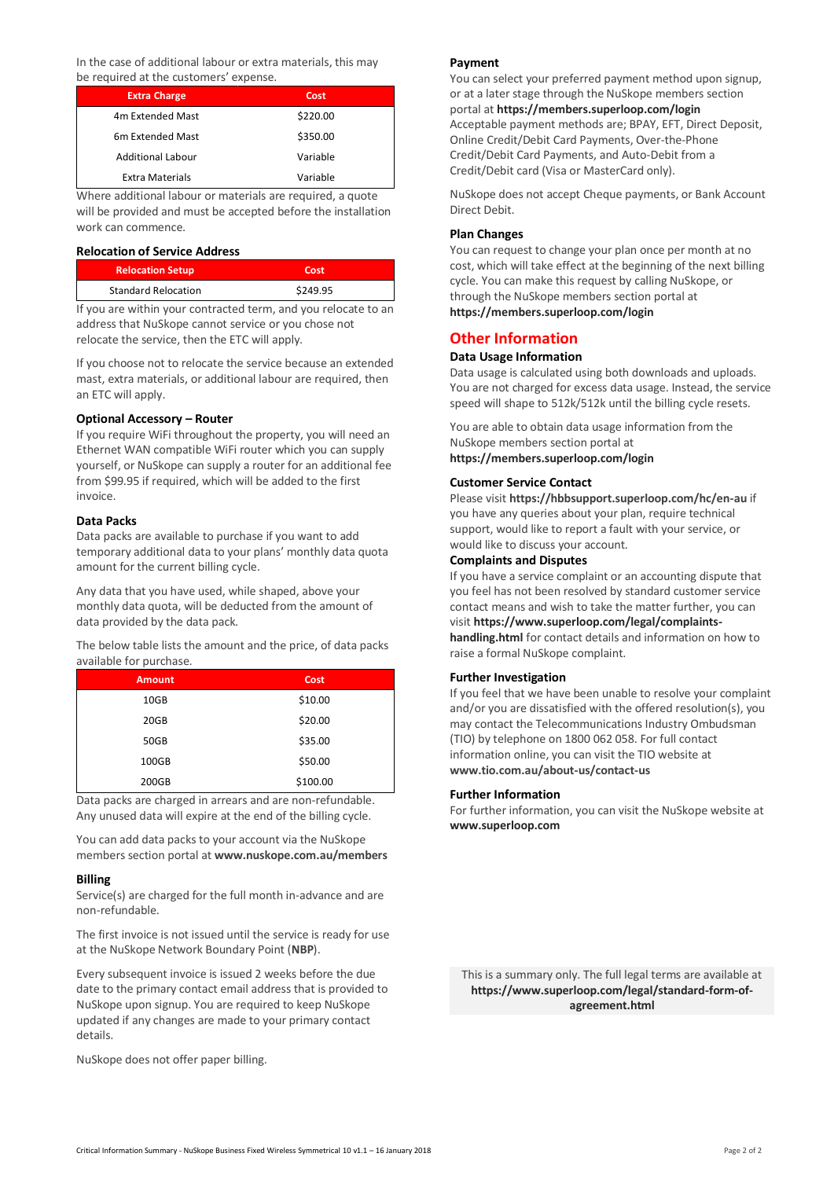In the case of additional labour or extra materials, this may be required at the customers' expense.

| Extra Charge | Cost |
| --- | --- |
| 4m Extended Mast | $220.00 |
| 6m Extended Mast | $350.00 |
| Additional Labour | Variable |
| Extra Materials | Variable |

Where additional labour or materials are required, a quote will be provided and must be accepted before the installation work can commence.

### Relocation of Service Address

| Relocation Setup | Cost |
| --- | --- |
| Standard Relocation | $249.95 |

If you are within your contracted term, and you relocate to an address that NuSkope cannot service or you chose not relocate the service, then the ETC will apply.

If you choose not to relocate the service because an extended mast, extra materials, or additional labour are required, then an ETC will apply.

### Optional Accessory – Router

If you require WiFi throughout the property, you will need an Ethernet WAN compatible WiFi router which you can supply yourself, or NuSkope can supply a router for an additional fee from $99.95 if required, which will be added to the first invoice.

### Data Packs

Data packs are available to purchase if you want to add temporary additional data to your plans' monthly data quota amount for the current billing cycle.

Any data that you have used, while shaped, above your monthly data quota, will be deducted from the amount of data provided by the data pack.

The below table lists the amount and the price, of data packs available for purchase.

| Amount | Cost |
| --- | --- |
| 10GB | $10.00 |
| 20GB | $20.00 |
| 50GB | $35.00 |
| 100GB | $50.00 |
| 200GB | $100.00 |

Data packs are charged in arrears and are non-refundable. Any unused data will expire at the end of the billing cycle.

You can add data packs to your account via the NuSkope members section portal at **www.nuskope.com.au/members**

### Billing

Service(s) are charged for the full month in-advance and are non-refundable.

The first invoice is not issued until the service is ready for use at the NuSkope Network Boundary Point (**NBP**).

Every subsequent invoice is issued 2 weeks before the due date to the primary contact email address that is provided to NuSkope upon signup. You are required to keep NuSkope updated if any changes are made to your primary contact details.

NuSkope does not offer paper billing.

### Payment

You can select your preferred payment method upon signup, or at a later stage through the NuSkope members section portal at **https://members.superloop.com/login**
Acceptable payment methods are; BPAY, EFT, Direct Deposit, Online Credit/Debit Card Payments, Over-the-Phone Credit/Debit Card Payments, and Auto-Debit from a Credit/Debit card (Visa or MasterCard only).

NuSkope does not accept Cheque payments, or Bank Account Direct Debit.

### Plan Changes

You can request to change your plan once per month at no cost, which will take effect at the beginning of the next billing cycle. You can make this request by calling NuSkope, or through the NuSkope members section portal at **https://members.superloop.com/login**

## Other Information

### Data Usage Information

Data usage is calculated using both downloads and uploads. You are not charged for excess data usage. Instead, the service speed will shape to 512k/512k until the billing cycle resets.

You are able to obtain data usage information from the NuSkope members section portal at **https://members.superloop.com/login**

### Customer Service Contact

Please visit **https://hbbsupport.superloop.com/hc/en-au** if you have any queries about your plan, require technical support, would like to report a fault with your service, or would like to discuss your account.

### Complaints and Disputes

If you have a service complaint or an accounting dispute that you feel has not been resolved by standard customer service contact means and wish to take the matter further, you can visit **https://www.superloop.com/legal/complaints-handling.html** for contact details and information on how to raise a formal NuSkope complaint.

### Further Investigation

If you feel that we have been unable to resolve your complaint and/or you are dissatisfied with the offered resolution(s), you may contact the Telecommunications Industry Ombudsman (TIO) by telephone on 1800 062 058. For full contact information online, you can visit the TIO website at **www.tio.com.au/about-us/contact-us**

### Further Information

For further information, you can visit the NuSkope website at **www.superloop.com**

This is a summary only. The full legal terms are available at **https://www.superloop.com/legal/standard-form-of-agreement.html**